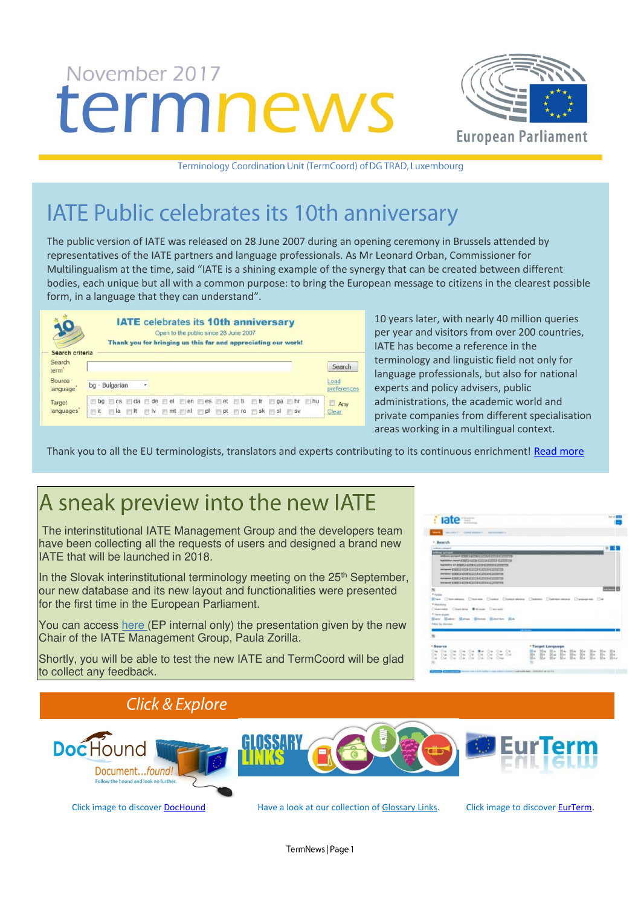November 2017

# termnews

European Parliament

Terminology Coordination Unit (TermCoord) of DG TRAD, Luxembourg

## IATE Public celebrates its 10th anniversary

The public version of IATE was released on 28 June 2007 during an opening ceremony in Brussels attended by representatives of the IATE partners and language professionals. As Mr Leonard Orban, Commissioner for Multilingualism at the time, said "IATE is a shining example of the synergy that can be created between different bodies, each unique but all with a common purpose: to bring the European message to citizens in the clearest possible form, in a language that they can understand".

10 years later, with nearly 40 million queries per year and visitors from over 200 countries, IATE has become a reference in the terminology and linguistic field not only for language professionals, but also for national experts and policy advisers, public administrations, the academic world and private companies from different specialisation areas working in a multilingual context.

Thank you to all the EU terminologists, translators and experts contributing to its continuous enrichment! Read more

## A sneak preview into the new IATE

The interinstitutional IATE Management Group and the developers team have been collecting all the requests of users and designed a brand new IATE that will be launched in 2018.

In the Slovak interinstitutional terminology meeting on the 25th September, our new database and its new layout and functionalities were presented for the first time in the European Parliament.

You can access here (EP internal only) the presentation given by the new Chair of the IATE Management Group, Paula Zorilla.

Shortly, you will be able to test the new IATE and TermCoord will be glad to collect any feedback.

## Click & Explore

Click image to discover DocHound

Have a look at our collection of Glossary Links.

Click image to discover EurTerm.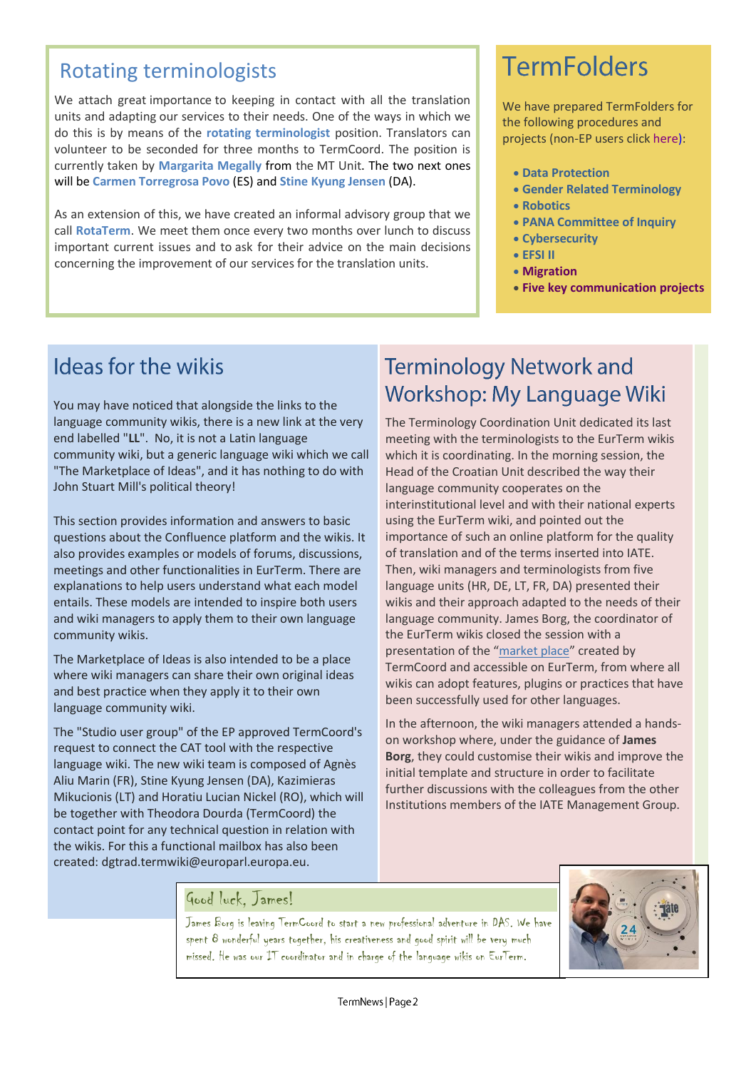## Rotating terminologists

We attach great importance to keeping in contact with all the translation units and adapting our services to their needs. One of the ways in which we do this is by means of the **rotating terminologist** position. Translators can volunteer to be seconded for three months to TermCoord. The position is currently taken by **Margarita Megally** from the MT Unit. The two next ones will be **Carmen Torregrosa Povo** (ES) and **Stine Kyung Jensen** (DA).

As an extension of this, we have created an informal advisory group that we call **RotaTerm**. We meet them once every two months over lunch to discuss important current issues and to ask for their advice on the main decisions concerning the improvement of our services for the translation units.

## TermFolders

We have prepared TermFolders for the following procedures and projects (non-EP users click here):

- **Data Protection**
- **Gender Related Terminology**
- **Robotics**
- **PANA Committee of Inquiry**
- **Cybersecurity**
- **EFSI II**
- **Migration**
- **Five key communication projects**

## Ideas for the wikis

You may have noticed that alongside the links to the language community wikis, there is a new link at the very end labelled "**LL**". No, it is not a Latin language community wiki, but a generic language wiki which we call "The Marketplace of Ideas", and it has nothing to do with John Stuart Mill's political theory!

This section provides information and answers to basic questions about the Confluence platform and the wikis. It also provides examples or models of forums, discussions, meetings and other functionalities in EurTerm. There are explanations to help users understand what each model entails. These models are intended to inspire both users and wiki managers to apply them to their own language community wikis.

The Marketplace of Ideas is also intended to be a place where wiki managers can share their own original ideas and best practice when they apply it to their own language community wiki.

The "Studio user group" of the EP approved TermCoord's request to connect the CAT tool with the respective language wiki. The new wiki team is composed of Agnès Aliu Marin (FR), Stine Kyung Jensen (DA), Kazimieras Mikucionis (LT) and Horatiu Lucian Nickel (RO), which will be together with Theodora Dourda (TermCoord) the contact point for any technical question in relation with the wikis. For this a functional mailbox has also been created: dgtrad.termwiki@europarl.europa.eu.

## Terminology Network and Workshop: My Language Wiki

The Terminology Coordination Unit dedicated its last meeting with the terminologists to the EurTerm wikis which it is coordinating. In the morning session, the Head of the Croatian Unit described the way their language community cooperates on the interinstitutional level and with their national experts using the EurTerm wiki, and pointed out the importance of such an online platform for the quality of translation and of the terms inserted into IATE. Then, wiki managers and terminologists from five language units (HR, DE, LT, FR, DA) presented their wikis and their approach adapted to the needs of their language community. James Borg, the coordinator of the EurTerm wikis closed the session with a presentation of the "market place" created by TermCoord and accessible on EurTerm, from where all wikis can adopt features, plugins or practices that have been successfully used for other languages.

In the afternoon, the wiki managers attended a hands-on workshop where, under the guidance of **James Borg**, they could customise their wikis and improve the initial template and structure in order to facilitate further discussions with the colleagues from the other Institutions members of the IATE Management Group.

### Good luck, James!

James Borg is leaving TermCoord to start a new professional adventure in DAS. We have spent 8 wonderful years together, his creativeness and good spirit will be very much missed. He was our IT coordinator and in charge of the language wikis on EurTerm.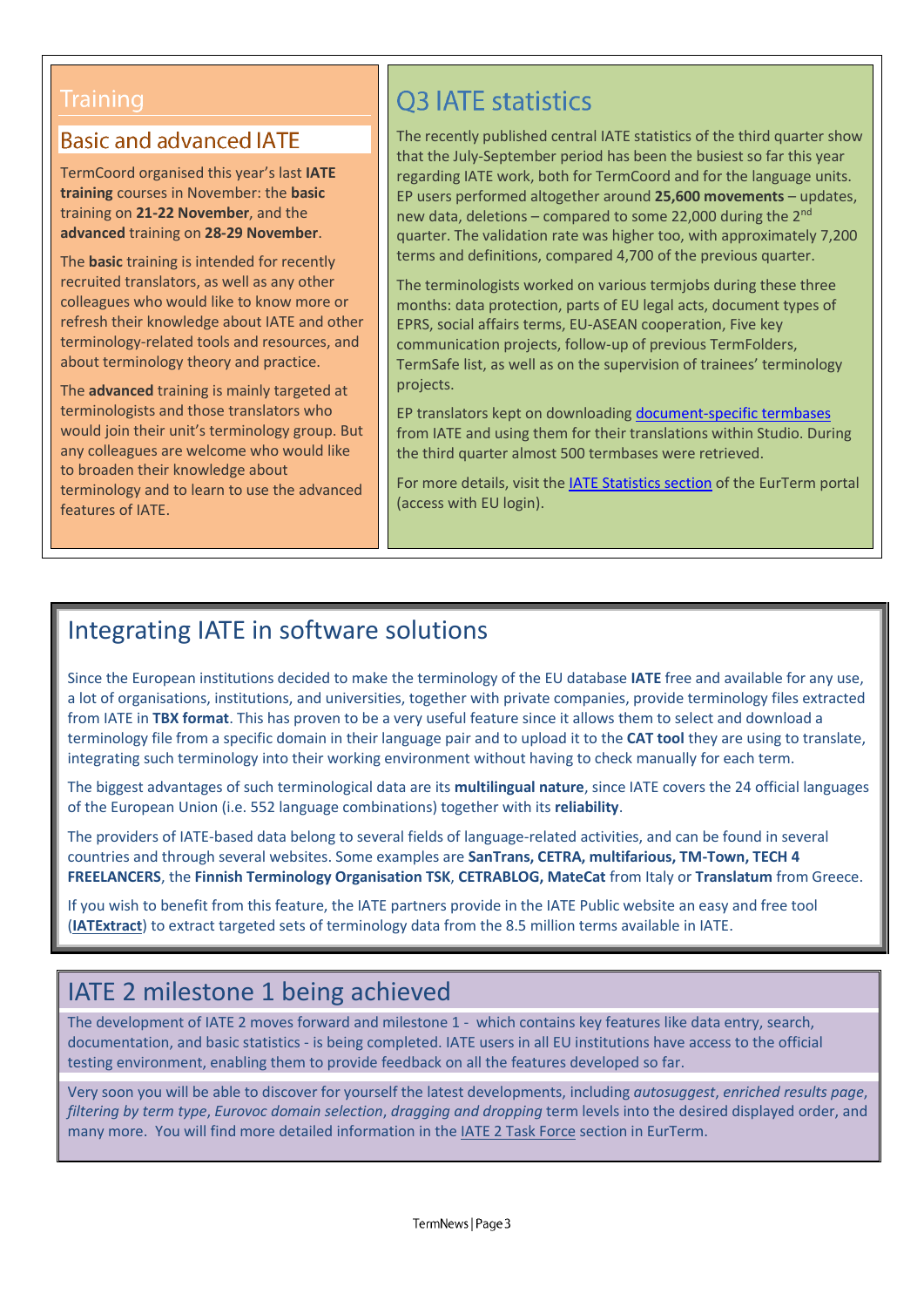## Training

### Basic and advanced IATE

TermCoord organised this year's last **IATE training** courses in November: the **basic** training on **21-22 November**, and the **advanced** training on **28-29 November**.

The **basic** training is intended for recently recruited translators, as well as any other colleagues who would like to know more or refresh their knowledge about IATE and other terminology-related tools and resources, and about terminology theory and practice.

The **advanced** training is mainly targeted at terminologists and those translators who would join their unit's terminology group. But any colleagues are welcome who would like to broaden their knowledge about terminology and to learn to use the advanced features of IATE.

## Q3 IATE statistics

The recently published central IATE statistics of the third quarter show that the July-September period has been the busiest so far this year regarding IATE work, both for TermCoord and for the language units. EP users performed altogether around **25,600 movements** – updates, new data, deletions – compared to some 22,000 during the 2nd quarter. The validation rate was higher too, with approximately 7,200 terms and definitions, compared 4,700 of the previous quarter.

The terminologists worked on various termjobs during these three months: data protection, parts of EU legal acts, document types of EPRS, social affairs terms, EU-ASEAN cooperation, Five key communication projects, follow-up of previous TermFolders, TermSafe list, as well as on the supervision of trainees' terminology projects.

EP translators kept on downloading document-specific termbases from IATE and using them for their translations within Studio. During the third quarter almost 500 termbases were retrieved.

For more details, visit the IATE Statistics section of the EurTerm portal (access with EU login).

## Integrating IATE in software solutions

Since the European institutions decided to make the terminology of the EU database **IATE** free and available for any use, a lot of organisations, institutions, and universities, together with private companies, provide terminology files extracted from IATE in **TBX format**. This has proven to be a very useful feature since it allows them to select and download a terminology file from a specific domain in their language pair and to upload it to the **CAT tool** they are using to translate, integrating such terminology into their working environment without having to check manually for each term.

The biggest advantages of such terminological data are its **multilingual nature**, since IATE covers the 24 official languages of the European Union (i.e. 552 language combinations) together with its **reliability**.

The providers of IATE-based data belong to several fields of language-related activities, and can be found in several countries and through several websites. Some examples are **SanTrans, CETRA, multifarious, TM-Town, TECH 4 FREELANCERS**, the **Finnish Terminology Organisation TSK**, **CETRABLOG, MateCat** from Italy or **Translatum** from Greece.

If you wish to benefit from this feature, the IATE partners provide in the IATE Public website an easy and free tool (**IATExtract**) to extract targeted sets of terminology data from the 8.5 million terms available in IATE.

## IATE 2 milestone 1 being achieved

The development of IATE 2 moves forward and milestone 1 - which contains key features like data entry, search, documentation, and basic statistics - is being completed. IATE users in all EU institutions have access to the official testing environment, enabling them to provide feedback on all the features developed so far.

Very soon you will be able to discover for yourself the latest developments, including *autosuggest*, *enriched results page*, *filtering by term type*, *Eurovoc domain selection*, *dragging and dropping* term levels into the desired displayed order, and many more. You will find more detailed information in the IATE 2 Task Force section in EurTerm.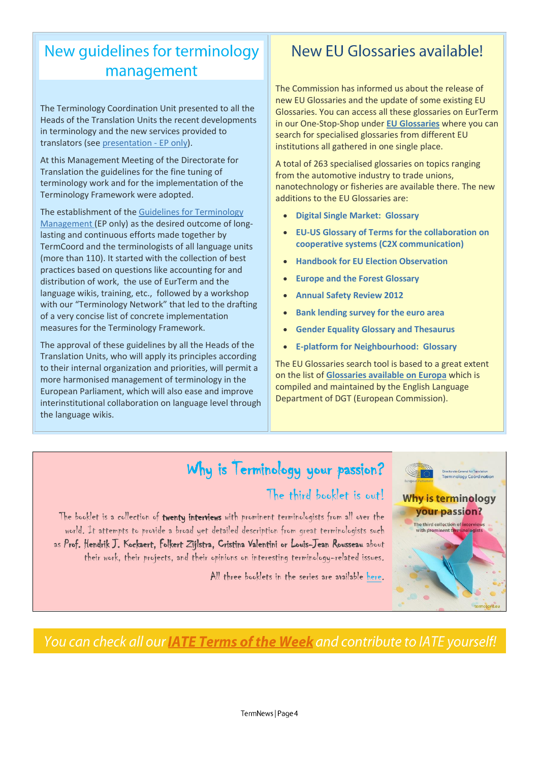## New guidelines for terminology management

The Terminology Coordination Unit presented to all the Heads of the Translation Units the recent developments in terminology and the new services provided to translators (see presentation - EP only).

At this Management Meeting of the Directorate for Translation the guidelines for the fine tuning of terminology work and for the implementation of the Terminology Framework were adopted.

The establishment of the Guidelines for Terminology Management (EP only) as the desired outcome of long-lasting and continuous efforts made together by TermCoord and the terminologists of all language units (more than 110). It started with the collection of best practices based on questions like accounting for and distribution of work, the use of EurTerm and the language wikis, training, etc., followed by a workshop with our "Terminology Network" that led to the drafting of a very concise list of concrete implementation measures for the Terminology Framework.

The approval of these guidelines by all the Heads of the Translation Units, who will apply its principles according to their internal organization and priorities, will permit a more harmonised management of terminology in the European Parliament, which will also ease and improve interinstitutional collaboration on language level through the language wikis.

## New EU Glossaries available!

The Commission has informed us about the release of new EU Glossaries and the update of some existing EU Glossaries. You can access all these glossaries on EurTerm in our One-Stop-Shop under **EU Glossaries** where you can search for specialised glossaries from different EU institutions all gathered in one single place.

A total of 263 specialised glossaries on topics ranging from the automotive industry to trade unions, nanotechnology or fisheries are available there. The new additions to the EU Glossaries are:

- **Digital Single Market: Glossary**
- **EU-US Glossary of Terms for the collaboration on cooperative systems (C2X communication)**
- **Handbook for EU Election Observation**
- **Europe and the Forest Glossary**
- **Annual Safety Review 2012**
- **Bank lending survey for the euro area**
- **Gender Equality Glossary and Thesaurus**
- **E-platform for Neighbourhood: Glossary**

The EU Glossaries search tool is based to a great extent on the list of **Glossaries available on Europa** which is compiled and maintained by the English Language Department of DGT (European Commission).

## Why is Terminology your passion?

### The third booklet is out!

The booklet is a collection of **twenty interviews** with prominent terminologists from all over the world. It attempts to provide a broad yet detailed description from great terminologists such as **Prof. Hendrik J. Kockaert, Folkert Zijlstra, Cristina Valentini** or **Louis-Jean Rousseau** about their work, their projects, and their opinions on interesting terminology-related issues.

All three booklets in the series are available here.

*You can check all our **IATE Terms of the Week** and contribute to IATE yourself!*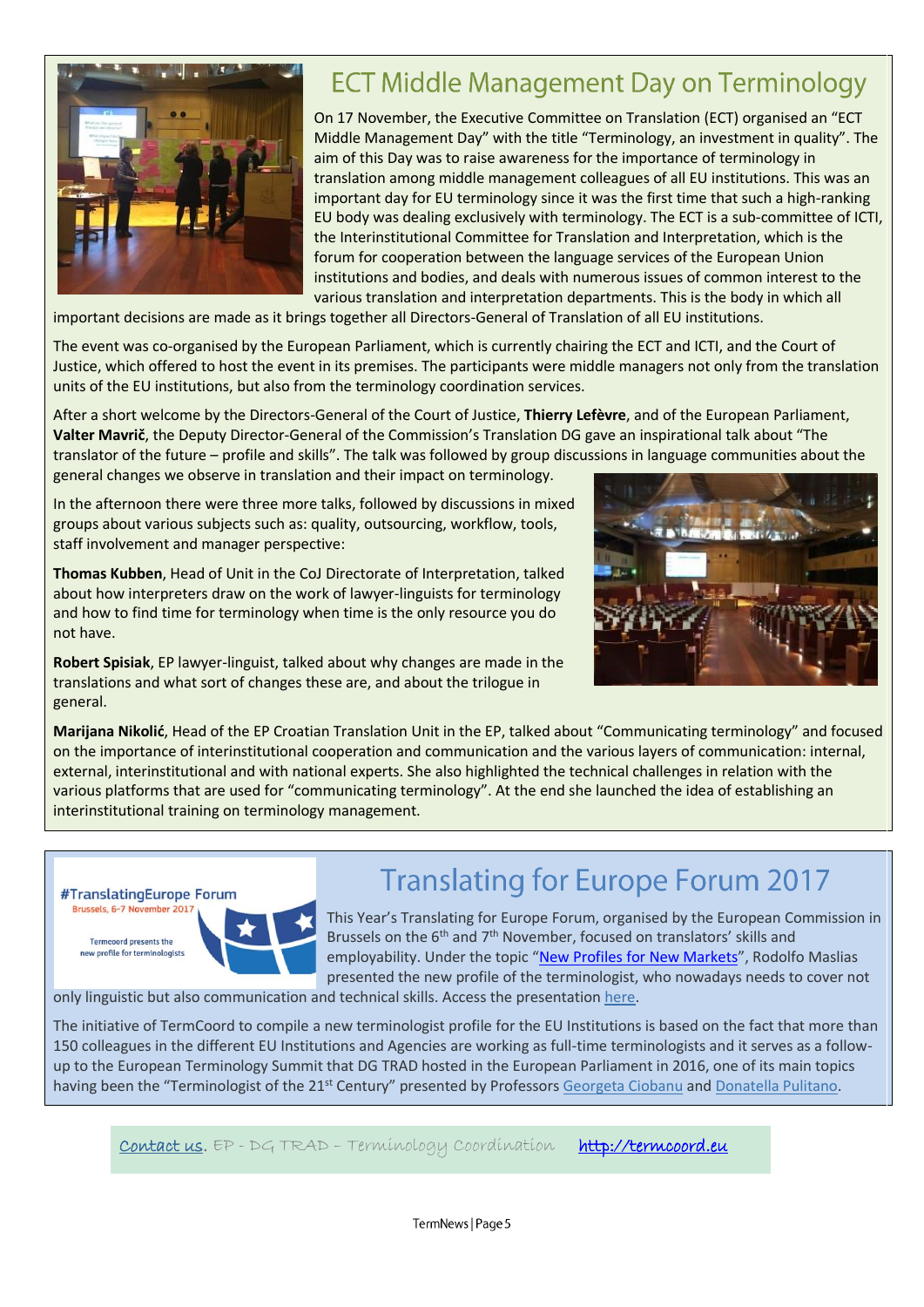## ECT Middle Management Day on Terminology

On 17 November, the Executive Committee on Translation (ECT) organised an "ECT Middle Management Day" with the title "Terminology, an investment in quality". The aim of this Day was to raise awareness for the importance of terminology in translation among middle management colleagues of all EU institutions. This was an important day for EU terminology since it was the first time that such a high-ranking EU body was dealing exclusively with terminology. The ECT is a sub-committee of ICTI, the Interinstitutional Committee for Translation and Interpretation, which is the forum for cooperation between the language services of the European Union institutions and bodies, and deals with numerous issues of common interest to the various translation and interpretation departments. This is the body in which all important decisions are made as it brings together all Directors-General of Translation of all EU institutions.

The event was co-organised by the European Parliament, which is currently chairing the ECT and ICTI, and the Court of Justice, which offered to host the event in its premises. The participants were middle managers not only from the translation units of the EU institutions, but also from the terminology coordination services.

After a short welcome by the Directors-General of the Court of Justice, **Thierry Lefèvre**, and of the European Parliament, **Valter Mavrič**, the Deputy Director-General of the Commission's Translation DG gave an inspirational talk about "The translator of the future – profile and skills". The talk was followed by group discussions in language communities about the general changes we observe in translation and their impact on terminology.

In the afternoon there were three more talks, followed by discussions in mixed groups about various subjects such as: quality, outsourcing, workflow, tools, staff involvement and manager perspective:

**Thomas Kubben**, Head of Unit in the CoJ Directorate of Interpretation, talked about how interpreters draw on the work of lawyer-linguists for terminology and how to find time for terminology when time is the only resource you do not have.

**Robert Spisiak**, EP lawyer-linguist, talked about why changes are made in the translations and what sort of changes these are, and about the trilogue in general.

**Marijana Nikolić**, Head of the EP Croatian Translation Unit in the EP, talked about "Communicating terminology" and focused on the importance of interinstitutional cooperation and communication and the various layers of communication: internal, external, interinstitutional and with national experts. She also highlighted the technical challenges in relation with the various platforms that are used for "communicating terminology". At the end she launched the idea of establishing an interinstitutional training on terminology management.

## Translating for Europe Forum 2017

#TranslatingEurope Forum
Brussels, 6-7 November 2017
Termcoord presents the new profile for terminologists

This Year's Translating for Europe Forum, organised by the European Commission in Brussels on the 6th and 7th November, focused on translators' skills and employability. Under the topic "New Profiles for New Markets", Rodolfo Maslias presented the new profile of the terminologist, who nowadays needs to cover not only linguistic but also communication and technical skills. Access the presentation here.

The initiative of TermCoord to compile a new terminologist profile for the EU Institutions is based on the fact that more than 150 colleagues in the different EU Institutions and Agencies are working as full-time terminologists and it serves as a follow-up to the European Terminology Summit that DG TRAD hosted in the European Parliament in 2016, one of its main topics having been the "Terminologist of the 21st Century" presented by Professors Georgeta Ciobanu and Donatella Pulitano.

Contact us. EP - DG TRAD – Terminology Coordination http://termcoord.eu